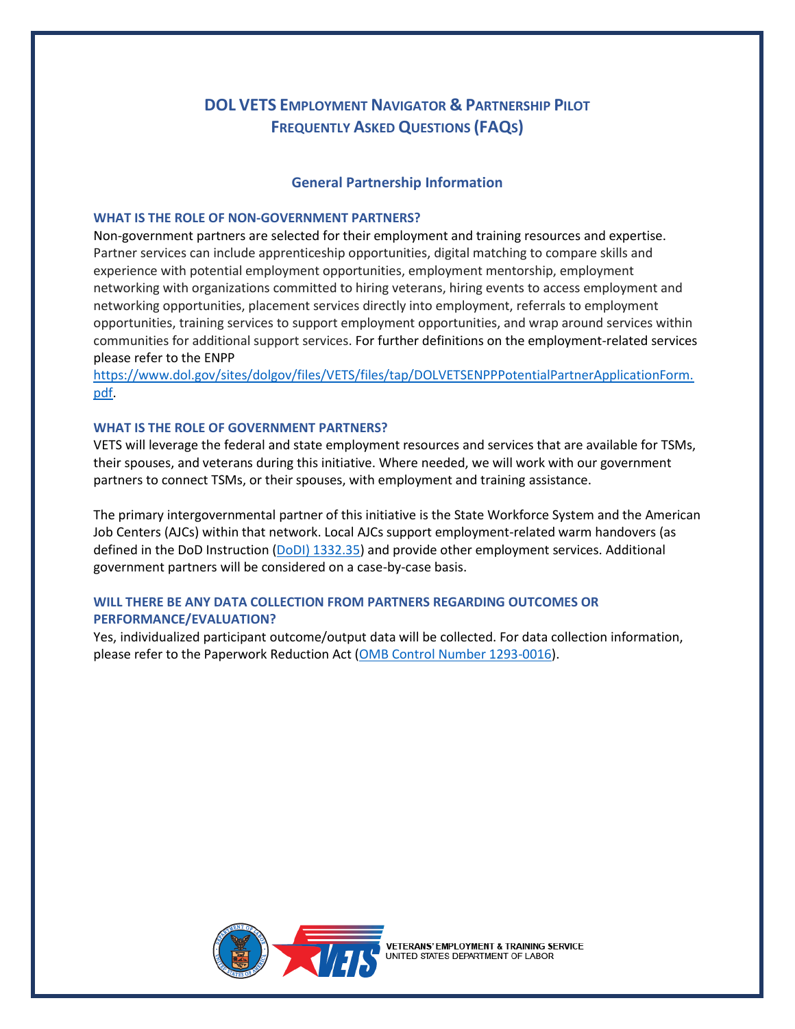# DOL VETS Employment Navigator & Partnership Pilot Frequently Asked Questions (FAQs)

## General Partnership Information

### WHAT IS THE ROLE OF NON-GOVERNMENT PARTNERS?

Non-government partners are selected for their employment and training resources and expertise. Partner services can include apprenticeship opportunities, digital matching to compare skills and experience with potential employment opportunities, employment mentorship, employment networking with organizations committed to hiring veterans, hiring events to access employment and networking opportunities, placement services directly into employment, referrals to employment opportunities, training services to support employment opportunities, and wrap around services within communities for additional support services. For further definitions on the employment-related services please refer to the ENPP [https://www.dol.gov/sites/dolgov/files/VETS/files/tap/DOLVETSENPPPotentialPartnerApplicationForm.pdf](https://www.dol.gov/sites/dolgov/files/VETS/files/tap/DOLVETSENPPPotentialPartnerApplicationForm.pdf).

### WHAT IS THE ROLE OF GOVERNMENT PARTNERS?

VETS will leverage the federal and state employment resources and services that are available for TSMs, their spouses, and veterans during this initiative. Where needed, we will work with our government partners to connect TSMs, or their spouses, with employment and training assistance.

The primary intergovernmental partner of this initiative is the State Workforce System and the American Job Centers (AJCs) within that network. Local AJCs support employment-related warm handovers (as defined in the DoD Instruction (DoDI) 1332.35) and provide other employment services. Additional government partners will be considered on a case-by-case basis.

### WILL THERE BE ANY DATA COLLECTION FROM PARTNERS REGARDING OUTCOMES OR PERFORMANCE/EVALUATION?

Yes, individualized participant outcome/output data will be collected. For data collection information, please refer to the Paperwork Reduction Act (OMB Control Number 1293-0016).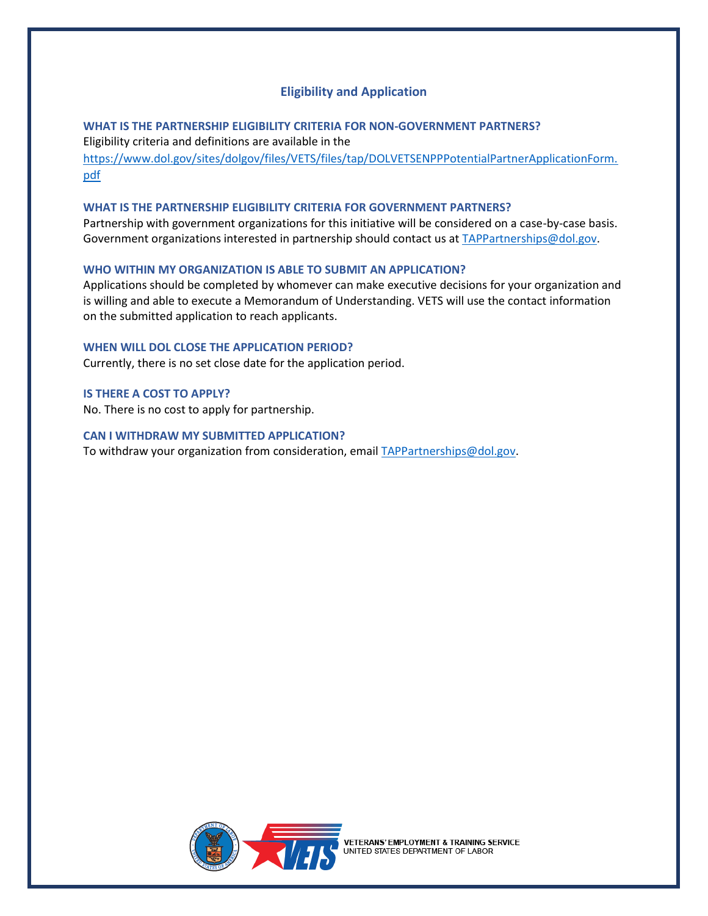## Eligibility and Application

### WHAT IS THE PARTNERSHIP ELIGIBILITY CRITERIA FOR NON-GOVERNMENT PARTNERS?

Eligibility criteria and definitions are available in the https://www.dol.gov/sites/dolgov/files/VETS/files/tap/DOLVETSENPPPotentialPartnerApplicationForm.pdf

### WHAT IS THE PARTNERSHIP ELIGIBILITY CRITERIA FOR GOVERNMENT PARTNERS?

Partnership with government organizations for this initiative will be considered on a case-by-case basis. Government organizations interested in partnership should contact us at TAPPartnerships@dol.gov.

### WHO WITHIN MY ORGANIZATION IS ABLE TO SUBMIT AN APPLICATION?

Applications should be completed by whomever can make executive decisions for your organization and is willing and able to execute a Memorandum of Understanding. VETS will use the contact information on the submitted application to reach applicants.

### WHEN WILL DOL CLOSE THE APPLICATION PERIOD?

Currently, there is no set close date for the application period.

### IS THERE A COST TO APPLY?

No. There is no cost to apply for partnership.

### CAN I WITHDRAW MY SUBMITTED APPLICATION?

To withdraw your organization from consideration, email TAPPartnerships@dol.gov.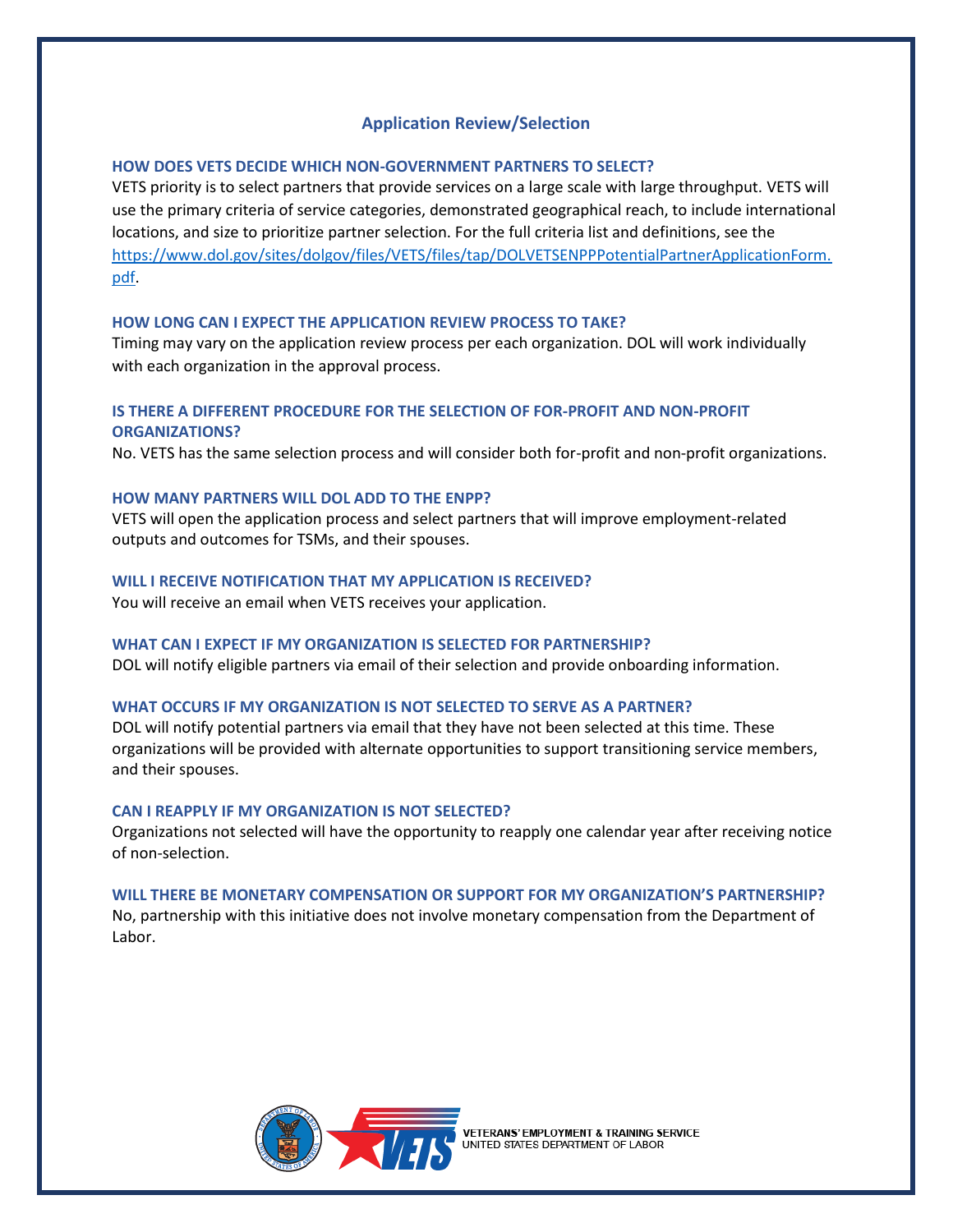## Application Review/Selection

### HOW DOES VETS DECIDE WHICH NON-GOVERNMENT PARTNERS TO SELECT?

VETS priority is to select partners that provide services on a large scale with large throughput. VETS will use the primary criteria of service categories, demonstrated geographical reach, to include international locations, and size to prioritize partner selection. For the full criteria list and definitions, see the https://www.dol.gov/sites/dolgov/files/VETS/files/tap/DOLVETSENPPPotentialPartnerApplicationForm.pdf.

### HOW LONG CAN I EXPECT THE APPLICATION REVIEW PROCESS TO TAKE?

Timing may vary on the application review process per each organization. DOL will work individually with each organization in the approval process.

### IS THERE A DIFFERENT PROCEDURE FOR THE SELECTION OF FOR-PROFIT AND NON-PROFIT ORGANIZATIONS?

No. VETS has the same selection process and will consider both for-profit and non-profit organizations.

### HOW MANY PARTNERS WILL DOL ADD TO THE ENPP?

VETS will open the application process and select partners that will improve employment-related outputs and outcomes for TSMs, and their spouses.

### WILL I RECEIVE NOTIFICATION THAT MY APPLICATION IS RECEIVED?

You will receive an email when VETS receives your application.

### WHAT CAN I EXPECT IF MY ORGANIZATION IS SELECTED FOR PARTNERSHIP?

DOL will notify eligible partners via email of their selection and provide onboarding information.

### WHAT OCCURS IF MY ORGANIZATION IS NOT SELECTED TO SERVE AS A PARTNER?

DOL will notify potential partners via email that they have not been selected at this time. These organizations will be provided with alternate opportunities to support transitioning service members, and their spouses.

### CAN I REAPPLY IF MY ORGANIZATION IS NOT SELECTED?

Organizations not selected will have the opportunity to reapply one calendar year after receiving notice of non-selection.

### WILL THERE BE MONETARY COMPENSATION OR SUPPORT FOR MY ORGANIZATION'S PARTNERSHIP?

No, partnership with this initiative does not involve monetary compensation from the Department of Labor.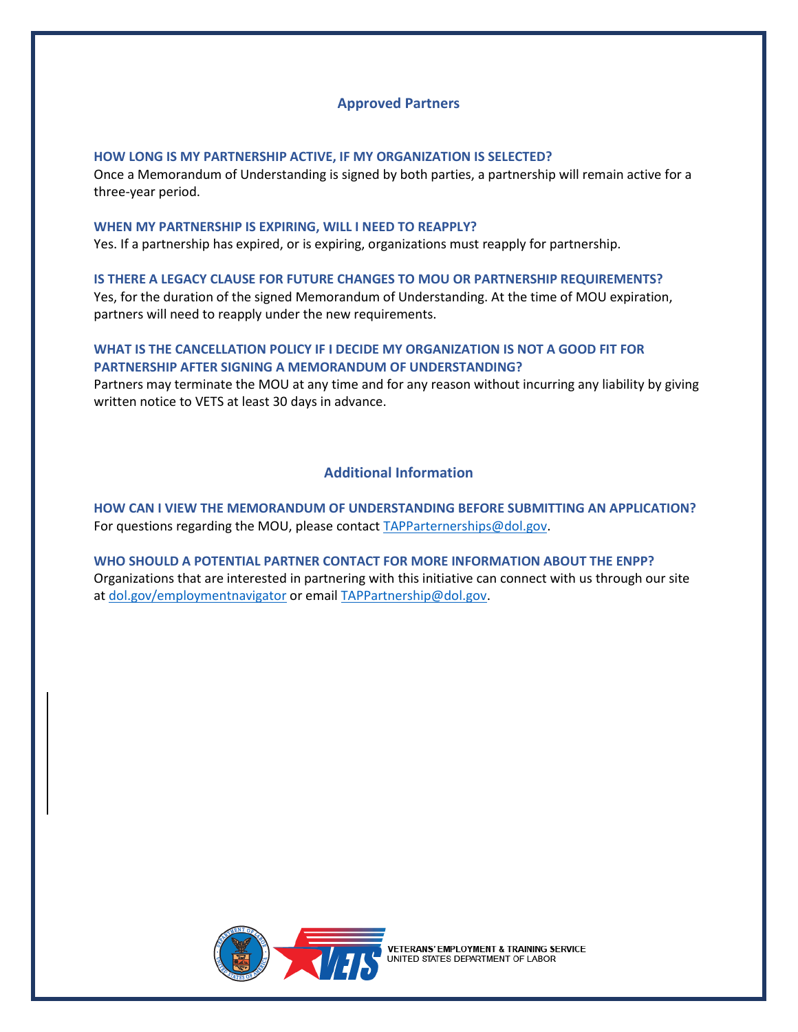## Approved Partners

### HOW LONG IS MY PARTNERSHIP ACTIVE, IF MY ORGANIZATION IS SELECTED?

Once a Memorandum of Understanding is signed by both parties, a partnership will remain active for a three-year period.

### WHEN MY PARTNERSHIP IS EXPIRING, WILL I NEED TO REAPPLY?

Yes. If a partnership has expired, or is expiring, organizations must reapply for partnership.

### IS THERE A LEGACY CLAUSE FOR FUTURE CHANGES TO MOU OR PARTNERSHIP REQUIREMENTS?

Yes, for the duration of the signed Memorandum of Understanding. At the time of MOU expiration, partners will need to reapply under the new requirements.

### WHAT IS THE CANCELLATION POLICY IF I DECIDE MY ORGANIZATION IS NOT A GOOD FIT FOR PARTNERSHIP AFTER SIGNING A MEMORANDUM OF UNDERSTANDING?

Partners may terminate the MOU at any time and for any reason without incurring any liability by giving written notice to VETS at least 30 days in advance.

## Additional Information

### HOW CAN I VIEW THE MEMORANDUM OF UNDERSTANDING BEFORE SUBMITTING AN APPLICATION?

For questions regarding the MOU, please contact TAPParternerships@dol.gov.

### WHO SHOULD A POTENTIAL PARTNER CONTACT FOR MORE INFORMATION ABOUT THE ENPP?

Organizations that are interested in partnering with this initiative can connect with us through our site at dol.gov/employmentnavigator or email TAPPartnership@dol.gov.

VETERANS' EMPLOYMENT & TRAINING SERVICE
UNITED STATES DEPARTMENT OF LABOR